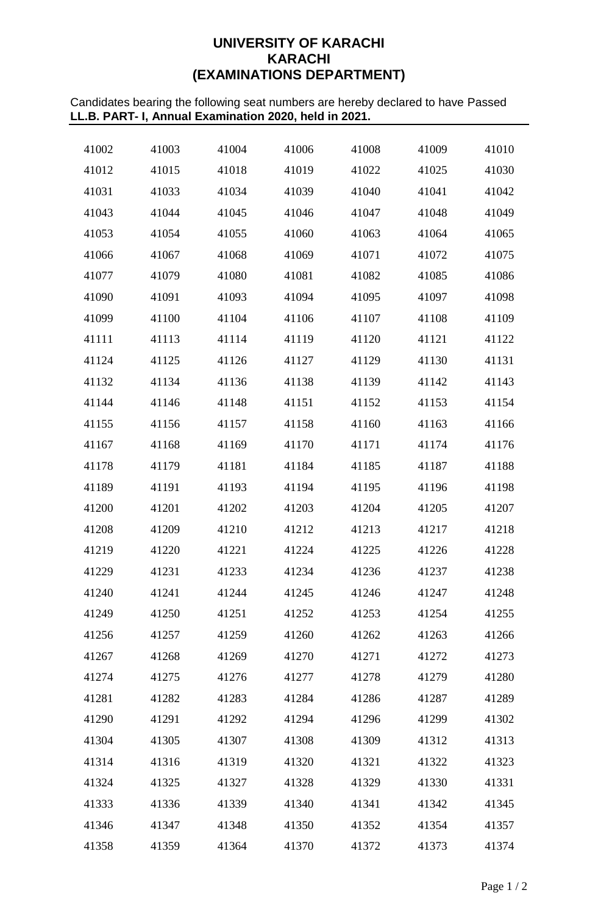**UNIVERSITY OF KARACHI**
**KARACHI**
**(EXAMINATIONS DEPARTMENT)**

Candidates bearing the following seat numbers are hereby declared to have Passed
**LL.B. PART- I, Annual Examination 2020, held in 2021.**

| | | | | | | |
|---|---|---|---|---|---|---|
| 41002 | 41003 | 41004 | 41006 | 41008 | 41009 | 41010 |
| 41012 | 41015 | 41018 | 41019 | 41022 | 41025 | 41030 |
| 41031 | 41033 | 41034 | 41039 | 41040 | 41041 | 41042 |
| 41043 | 41044 | 41045 | 41046 | 41047 | 41048 | 41049 |
| 41053 | 41054 | 41055 | 41060 | 41063 | 41064 | 41065 |
| 41066 | 41067 | 41068 | 41069 | 41071 | 41072 | 41075 |
| 41077 | 41079 | 41080 | 41081 | 41082 | 41085 | 41086 |
| 41090 | 41091 | 41093 | 41094 | 41095 | 41097 | 41098 |
| 41099 | 41100 | 41104 | 41106 | 41107 | 41108 | 41109 |
| 41111 | 41113 | 41114 | 41119 | 41120 | 41121 | 41122 |
| 41124 | 41125 | 41126 | 41127 | 41129 | 41130 | 41131 |
| 41132 | 41134 | 41136 | 41138 | 41139 | 41142 | 41143 |
| 41144 | 41146 | 41148 | 41151 | 41152 | 41153 | 41154 |
| 41155 | 41156 | 41157 | 41158 | 41160 | 41163 | 41166 |
| 41167 | 41168 | 41169 | 41170 | 41171 | 41174 | 41176 |
| 41178 | 41179 | 41181 | 41184 | 41185 | 41187 | 41188 |
| 41189 | 41191 | 41193 | 41194 | 41195 | 41196 | 41198 |
| 41200 | 41201 | 41202 | 41203 | 41204 | 41205 | 41207 |
| 41208 | 41209 | 41210 | 41212 | 41213 | 41217 | 41218 |
| 41219 | 41220 | 41221 | 41224 | 41225 | 41226 | 41228 |
| 41229 | 41231 | 41233 | 41234 | 41236 | 41237 | 41238 |
| 41240 | 41241 | 41244 | 41245 | 41246 | 41247 | 41248 |
| 41249 | 41250 | 41251 | 41252 | 41253 | 41254 | 41255 |
| 41256 | 41257 | 41259 | 41260 | 41262 | 41263 | 41266 |
| 41267 | 41268 | 41269 | 41270 | 41271 | 41272 | 41273 |
| 41274 | 41275 | 41276 | 41277 | 41278 | 41279 | 41280 |
| 41281 | 41282 | 41283 | 41284 | 41286 | 41287 | 41289 |
| 41290 | 41291 | 41292 | 41294 | 41296 | 41299 | 41302 |
| 41304 | 41305 | 41307 | 41308 | 41309 | 41312 | 41313 |
| 41314 | 41316 | 41319 | 41320 | 41321 | 41322 | 41323 |
| 41324 | 41325 | 41327 | 41328 | 41329 | 41330 | 41331 |
| 41333 | 41336 | 41339 | 41340 | 41341 | 41342 | 41345 |
| 41346 | 41347 | 41348 | 41350 | 41352 | 41354 | 41357 |
| 41358 | 41359 | 41364 | 41370 | 41372 | 41373 | 41374 |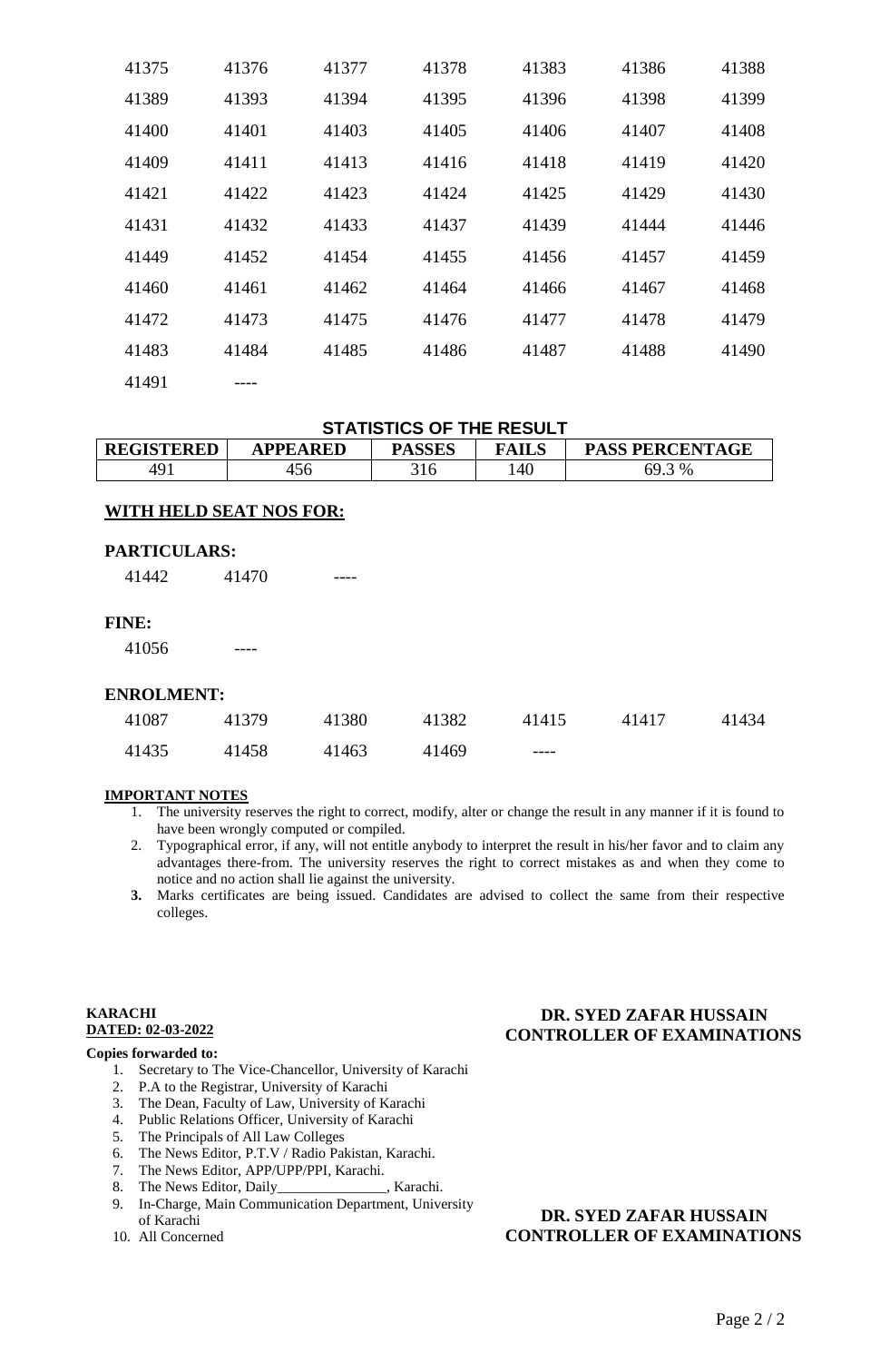| | | | | | | |
|---|---|---|---|---|---|---|
| 41375 | 41376 | 41377 | 41378 | 41383 | 41386 | 41388 |
| 41389 | 41393 | 41394 | 41395 | 41396 | 41398 | 41399 |
| 41400 | 41401 | 41403 | 41405 | 41406 | 41407 | 41408 |
| 41409 | 41411 | 41413 | 41416 | 41418 | 41419 | 41420 |
| 41421 | 41422 | 41423 | 41424 | 41425 | 41429 | 41430 |
| 41431 | 41432 | 41433 | 41437 | 41439 | 41444 | 41446 |
| 41449 | 41452 | 41454 | 41455 | 41456 | 41457 | 41459 |
| 41460 | 41461 | 41462 | 41464 | 41466 | 41467 | 41468 |
| 41472 | 41473 | 41475 | 41476 | 41477 | 41478 | 41479 |
| 41483 | 41484 | 41485 | 41486 | 41487 | 41488 | 41490 |
| 41491 | ---- | | | | | |

## STATISTICS OF THE RESULT

| REGISTERED | APPEARED | PASSES | FAILS | PASS PERCENTAGE |
|---|---|---|---|---|
| 491 | 456 | 316 | 140 | 69.3 % |

**WITH HELD SEAT NOS FOR:**

**PARTICULARS:**

41442 41470 ----

**FINE:**

41056 ----

**ENROLMENT:**

| | | | | | | |
|---|---|---|---|---|---|---|
| 41087 | 41379 | 41380 | 41382 | 41415 | 41417 | 41434 |
| 41435 | 41458 | 41463 | 41469 | ---- | | |

**IMPORTANT NOTES**

1. The university reserves the right to correct, modify, alter or change the result in any manner if it is found to have been wrongly computed or compiled.
2. Typographical error, if any, will not entitle anybody to interpret the result in his/her favor and to claim any advantages there-from. The university reserves the right to correct mistakes as and when they come to notice and no action shall lie against the university.
3. Marks certificates are being issued. Candidates are advised to collect the same from their respective colleges.

**KARACHI**
**DATED: 02-03-2022**

**DR. SYED ZAFAR HUSSAIN**
**CONTROLLER OF EXAMINATIONS**

**Copies forwarded to:**

1. Secretary to The Vice-Chancellor, University of Karachi
2. P.A to the Registrar, University of Karachi
3. The Dean, Faculty of Law, University of Karachi
4. Public Relations Officer, University of Karachi
5. The Principals of All Law Colleges
6. The News Editor, P.T.V / Radio Pakistan, Karachi.
7. The News Editor, APP/UPP/PPI, Karachi.
8. The News Editor, Daily_______________, Karachi.
9. In-Charge, Main Communication Department, University of Karachi
10. All Concerned

**DR. SYED ZAFAR HUSSAIN**
**CONTROLLER OF EXAMINATIONS**